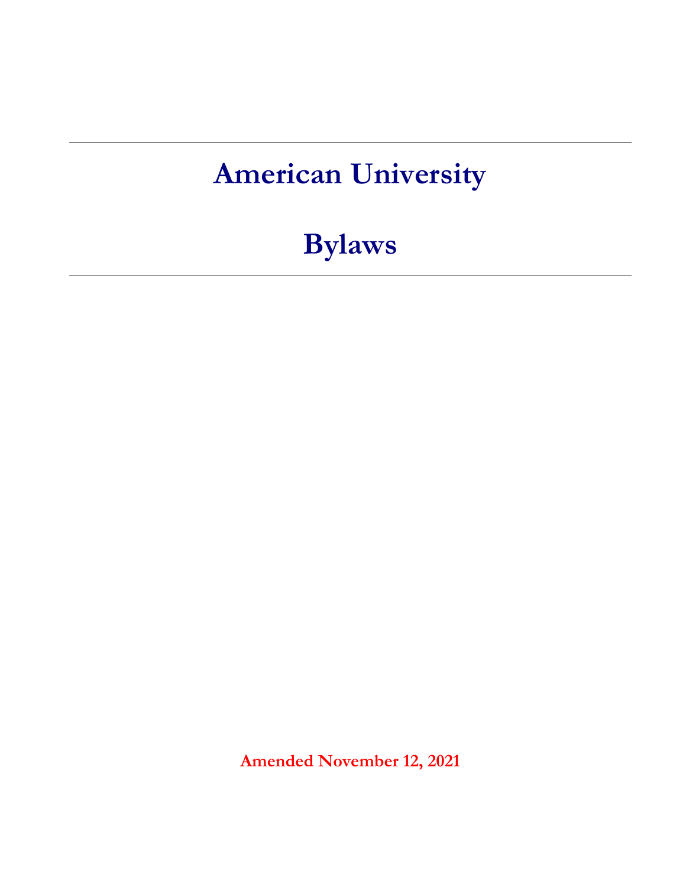---

# American University

# Bylaws

---

**Amended November 12, 2021**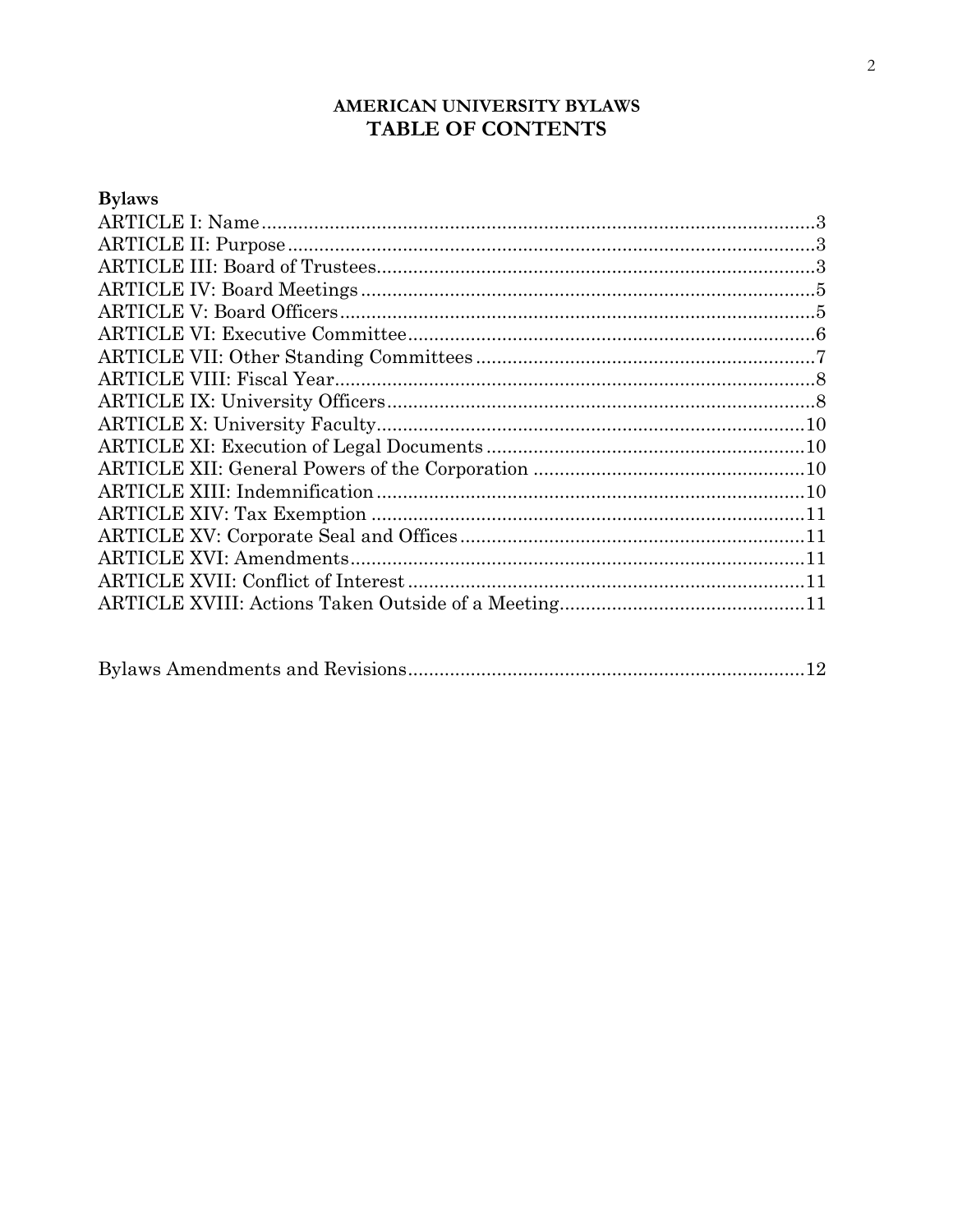# AMERICAN UNIVERSITY BYLAWS
## TABLE OF CONTENTS

**Bylaws**

ARTICLE I: Name..........3
ARTICLE II: Purpose..........3
ARTICLE III: Board of Trustees..........3
ARTICLE IV: Board Meetings..........5
ARTICLE V: Board Officers..........5
ARTICLE VI: Executive Committee..........6
ARTICLE VII: Other Standing Committees..........7
ARTICLE VIII: Fiscal Year..........8
ARTICLE IX: University Officers..........8
ARTICLE X: University Faculty..........10
ARTICLE XI: Execution of Legal Documents..........10
ARTICLE XII: General Powers of the Corporation..........10
ARTICLE XIII: Indemnification..........10
ARTICLE XIV: Tax Exemption..........11
ARTICLE XV: Corporate Seal and Offices..........11
ARTICLE XVI: Amendments..........11
ARTICLE XVII: Conflict of Interest..........11
ARTICLE XVIII: Actions Taken Outside of a Meeting..........11

Bylaws Amendments and Revisions..........12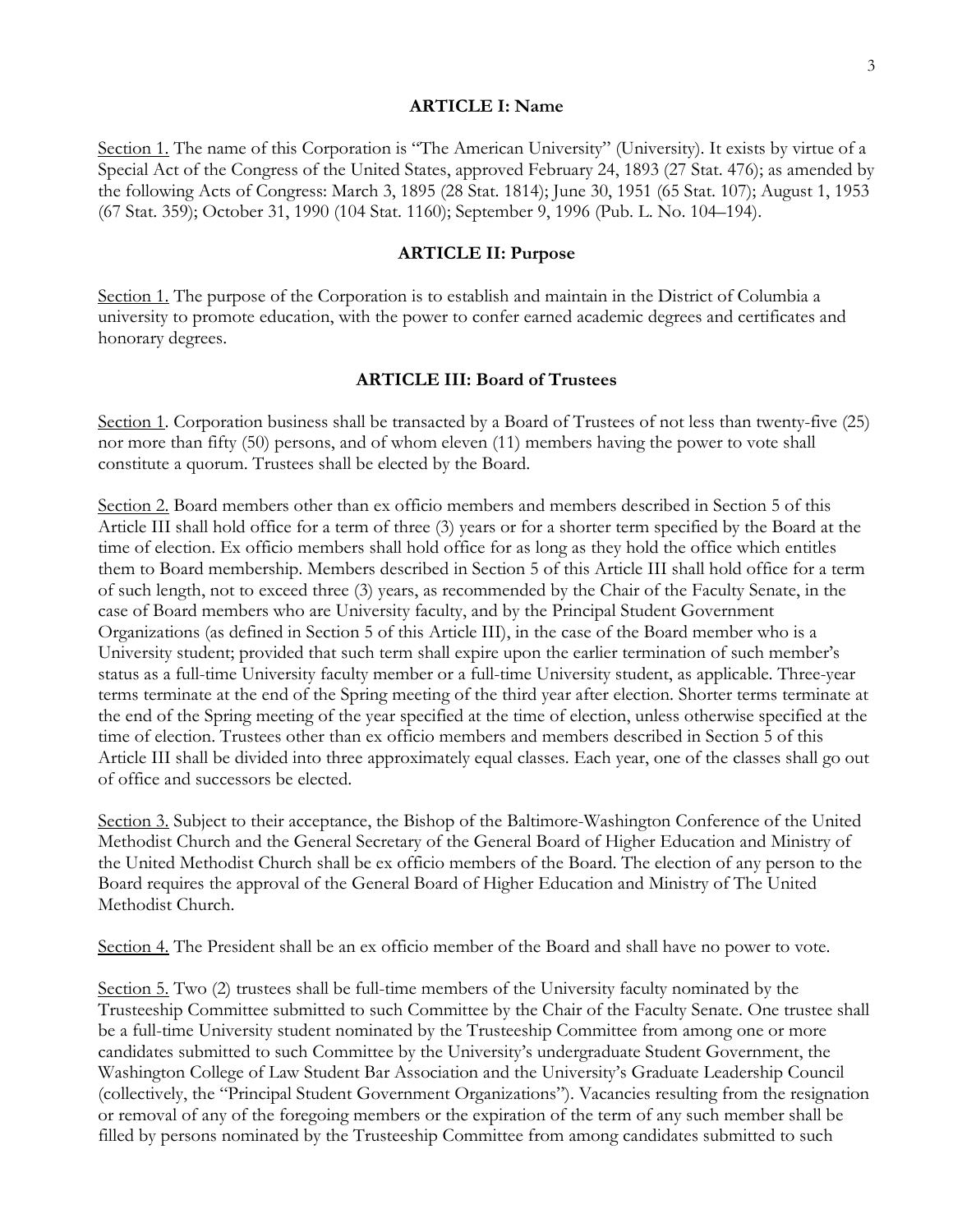## ARTICLE I: Name

<u>Section 1.</u> The name of this Corporation is "The American University" (University). It exists by virtue of a Special Act of the Congress of the United States, approved February 24, 1893 (27 Stat. 476); as amended by the following Acts of Congress: March 3, 1895 (28 Stat. 1814); June 30, 1951 (65 Stat. 107); August 1, 1953 (67 Stat. 359); October 31, 1990 (104 Stat. 1160); September 9, 1996 (Pub. L. No. 104–194).

## ARTICLE II: Purpose

<u>Section 1.</u> The purpose of the Corporation is to establish and maintain in the District of Columbia a university to promote education, with the power to confer earned academic degrees and certificates and honorary degrees.

## ARTICLE III: Board of Trustees

<u>Section 1</u>. Corporation business shall be transacted by a Board of Trustees of not less than twenty-five (25) nor more than fifty (50) persons, and of whom eleven (11) members having the power to vote shall constitute a quorum. Trustees shall be elected by the Board.

<u>Section 2.</u> Board members other than ex officio members and members described in Section 5 of this Article III shall hold office for a term of three (3) years or for a shorter term specified by the Board at the time of election. Ex officio members shall hold office for as long as they hold the office which entitles them to Board membership. Members described in Section 5 of this Article III shall hold office for a term of such length, not to exceed three (3) years, as recommended by the Chair of the Faculty Senate, in the case of Board members who are University faculty, and by the Principal Student Government Organizations (as defined in Section 5 of this Article III), in the case of the Board member who is a University student; provided that such term shall expire upon the earlier termination of such member's status as a full-time University faculty member or a full-time University student, as applicable. Three-year terms terminate at the end of the Spring meeting of the third year after election. Shorter terms terminate at the end of the Spring meeting of the year specified at the time of election, unless otherwise specified at the time of election. Trustees other than ex officio members and members described in Section 5 of this Article III shall be divided into three approximately equal classes. Each year, one of the classes shall go out of office and successors be elected.

<u>Section 3.</u> Subject to their acceptance, the Bishop of the Baltimore-Washington Conference of the United Methodist Church and the General Secretary of the General Board of Higher Education and Ministry of the United Methodist Church shall be ex officio members of the Board. The election of any person to the Board requires the approval of the General Board of Higher Education and Ministry of The United Methodist Church.

<u>Section 4.</u> The President shall be an ex officio member of the Board and shall have no power to vote.

<u>Section 5.</u> Two (2) trustees shall be full-time members of the University faculty nominated by the Trusteeship Committee submitted to such Committee by the Chair of the Faculty Senate. One trustee shall be a full-time University student nominated by the Trusteeship Committee from among one or more candidates submitted to such Committee by the University's undergraduate Student Government, the Washington College of Law Student Bar Association and the University's Graduate Leadership Council (collectively, the "Principal Student Government Organizations"). Vacancies resulting from the resignation or removal of any of the foregoing members or the expiration of the term of any such member shall be filled by persons nominated by the Trusteeship Committee from among candidates submitted to such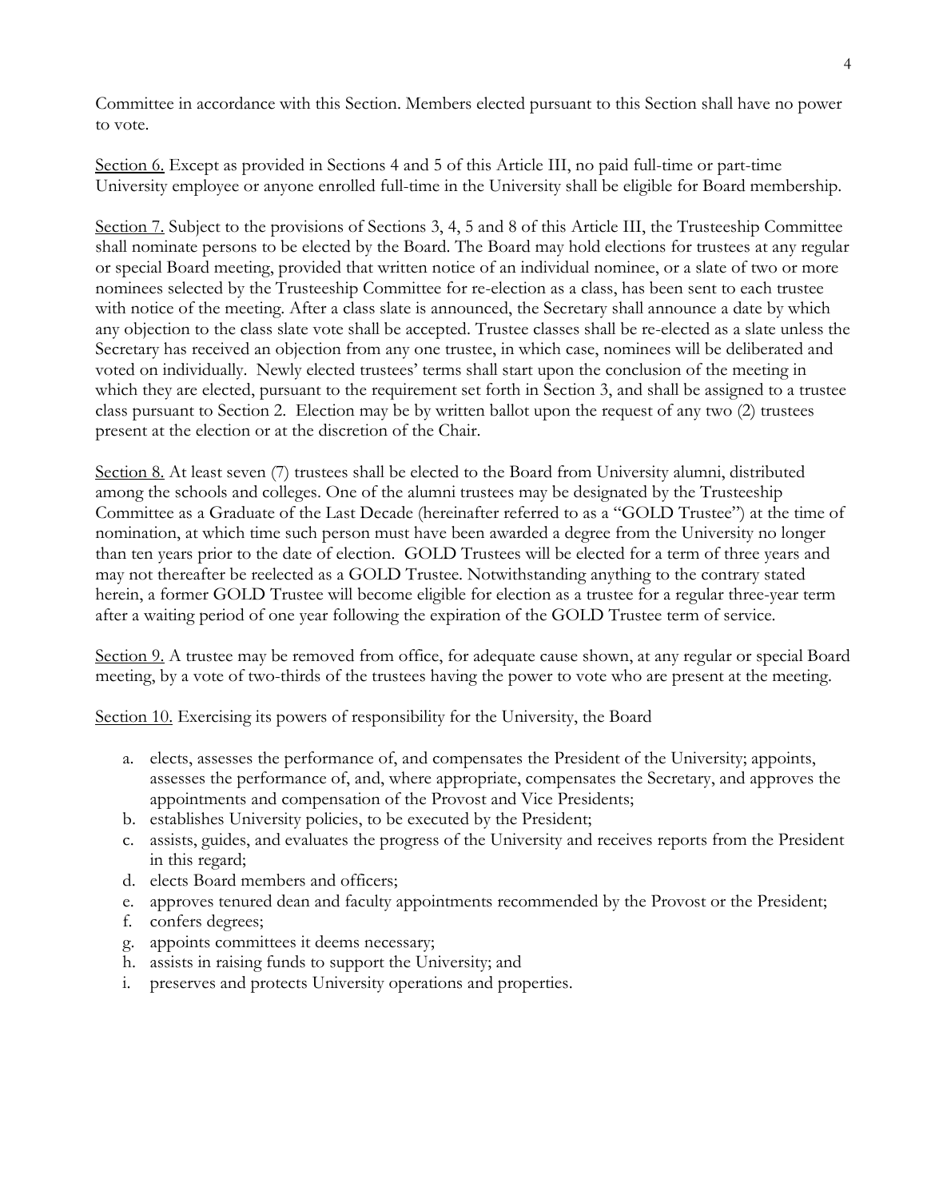Committee in accordance with this Section. Members elected pursuant to this Section shall have no power to vote.

Section 6. Except as provided in Sections 4 and 5 of this Article III, no paid full-time or part-time University employee or anyone enrolled full-time in the University shall be eligible for Board membership.

Section 7. Subject to the provisions of Sections 3, 4, 5 and 8 of this Article III, the Trusteeship Committee shall nominate persons to be elected by the Board. The Board may hold elections for trustees at any regular or special Board meeting, provided that written notice of an individual nominee, or a slate of two or more nominees selected by the Trusteeship Committee for re-election as a class, has been sent to each trustee with notice of the meeting. After a class slate is announced, the Secretary shall announce a date by which any objection to the class slate vote shall be accepted. Trustee classes shall be re-elected as a slate unless the Secretary has received an objection from any one trustee, in which case, nominees will be deliberated and voted on individually. Newly elected trustees' terms shall start upon the conclusion of the meeting in which they are elected, pursuant to the requirement set forth in Section 3, and shall be assigned to a trustee class pursuant to Section 2. Election may be by written ballot upon the request of any two (2) trustees present at the election or at the discretion of the Chair.

Section 8. At least seven (7) trustees shall be elected to the Board from University alumni, distributed among the schools and colleges. One of the alumni trustees may be designated by the Trusteeship Committee as a Graduate of the Last Decade (hereinafter referred to as a "GOLD Trustee") at the time of nomination, at which time such person must have been awarded a degree from the University no longer than ten years prior to the date of election. GOLD Trustees will be elected for a term of three years and may not thereafter be reelected as a GOLD Trustee. Notwithstanding anything to the contrary stated herein, a former GOLD Trustee will become eligible for election as a trustee for a regular three-year term after a waiting period of one year following the expiration of the GOLD Trustee term of service.

Section 9. A trustee may be removed from office, for adequate cause shown, at any regular or special Board meeting, by a vote of two-thirds of the trustees having the power to vote who are present at the meeting.

Section 10. Exercising its powers of responsibility for the University, the Board

a. elects, assesses the performance of, and compensates the President of the University; appoints, assesses the performance of, and, where appropriate, compensates the Secretary, and approves the appointments and compensation of the Provost and Vice Presidents;
b. establishes University policies, to be executed by the President;
c. assists, guides, and evaluates the progress of the University and receives reports from the President in this regard;
d. elects Board members and officers;
e. approves tenured dean and faculty appointments recommended by the Provost or the President;
f. confers degrees;
g. appoints committees it deems necessary;
h. assists in raising funds to support the University; and
i. preserves and protects University operations and properties.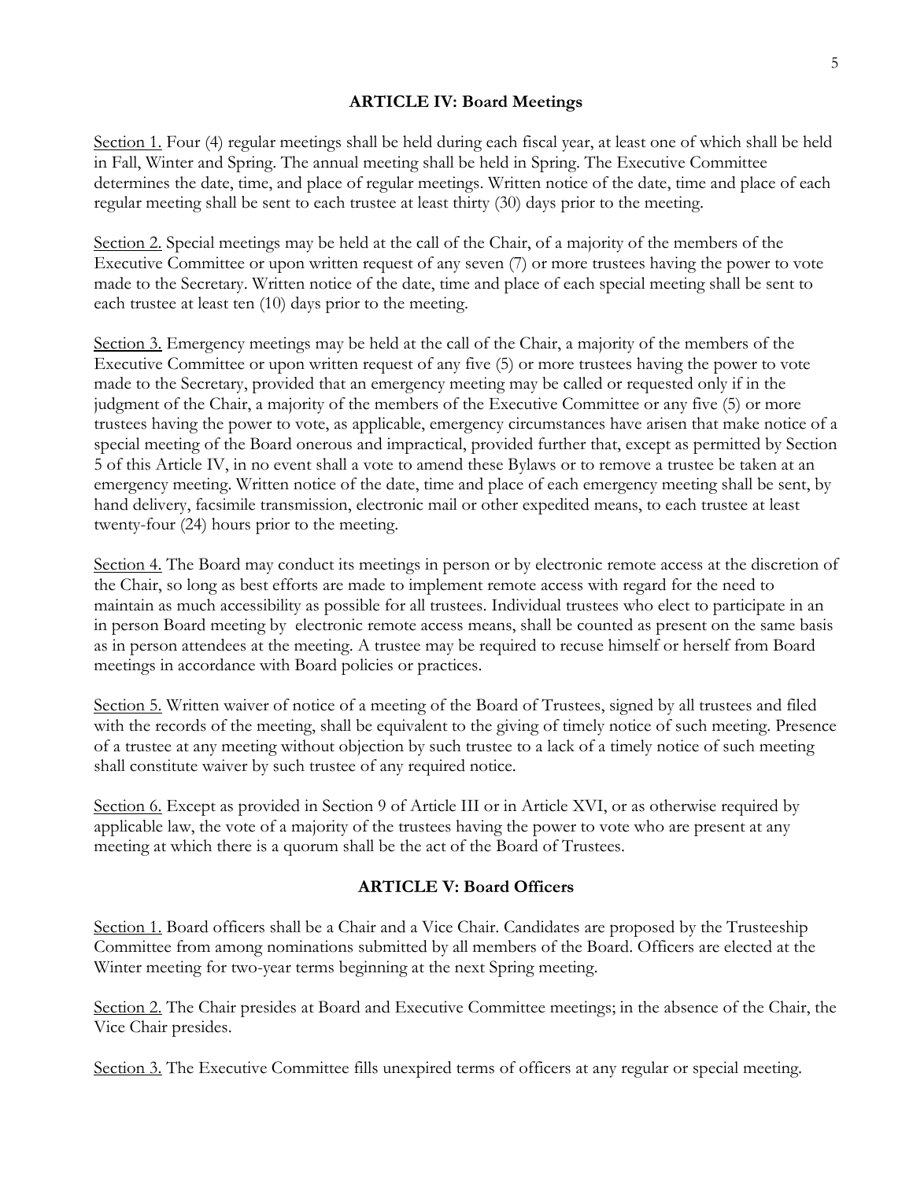## ARTICLE IV: Board Meetings

Section 1. Four (4) regular meetings shall be held during each fiscal year, at least one of which shall be held in Fall, Winter and Spring. The annual meeting shall be held in Spring. The Executive Committee determines the date, time, and place of regular meetings. Written notice of the date, time and place of each regular meeting shall be sent to each trustee at least thirty (30) days prior to the meeting.

Section 2. Special meetings may be held at the call of the Chair, of a majority of the members of the Executive Committee or upon written request of any seven (7) or more trustees having the power to vote made to the Secretary. Written notice of the date, time and place of each special meeting shall be sent to each trustee at least ten (10) days prior to the meeting.

Section 3. Emergency meetings may be held at the call of the Chair, a majority of the members of the Executive Committee or upon written request of any five (5) or more trustees having the power to vote made to the Secretary, provided that an emergency meeting may be called or requested only if in the judgment of the Chair, a majority of the members of the Executive Committee or any five (5) or more trustees having the power to vote, as applicable, emergency circumstances have arisen that make notice of a special meeting of the Board onerous and impractical, provided further that, except as permitted by Section 5 of this Article IV, in no event shall a vote to amend these Bylaws or to remove a trustee be taken at an emergency meeting. Written notice of the date, time and place of each emergency meeting shall be sent, by hand delivery, facsimile transmission, electronic mail or other expedited means, to each trustee at least twenty-four (24) hours prior to the meeting.

Section 4. The Board may conduct its meetings in person or by electronic remote access at the discretion of the Chair, so long as best efforts are made to implement remote access with regard for the need to maintain as much accessibility as possible for all trustees. Individual trustees who elect to participate in an in person Board meeting by electronic remote access means, shall be counted as present on the same basis as in person attendees at the meeting. A trustee may be required to recuse himself or herself from Board meetings in accordance with Board policies or practices.

Section 5. Written waiver of notice of a meeting of the Board of Trustees, signed by all trustees and filed with the records of the meeting, shall be equivalent to the giving of timely notice of such meeting. Presence of a trustee at any meeting without objection by such trustee to a lack of a timely notice of such meeting shall constitute waiver by such trustee of any required notice.

Section 6. Except as provided in Section 9 of Article III or in Article XVI, or as otherwise required by applicable law, the vote of a majority of the trustees having the power to vote who are present at any meeting at which there is a quorum shall be the act of the Board of Trustees.

## ARTICLE V: Board Officers

Section 1. Board officers shall be a Chair and a Vice Chair. Candidates are proposed by the Trusteeship Committee from among nominations submitted by all members of the Board. Officers are elected at the Winter meeting for two-year terms beginning at the next Spring meeting.

Section 2. The Chair presides at Board and Executive Committee meetings; in the absence of the Chair, the Vice Chair presides.

Section 3. The Executive Committee fills unexpired terms of officers at any regular or special meeting.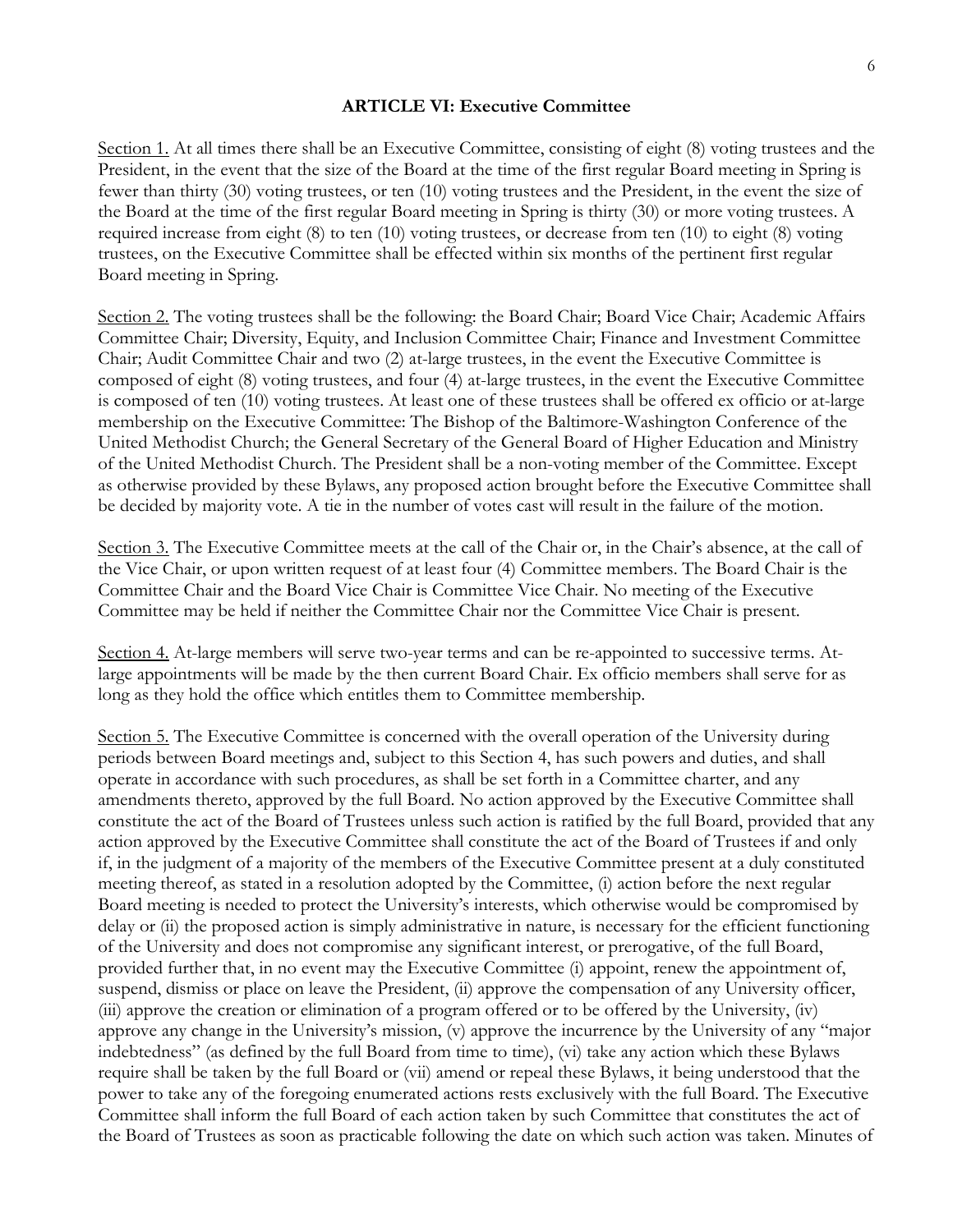## ARTICLE VI: Executive Committee

<u>Section 1.</u> At all times there shall be an Executive Committee, consisting of eight (8) voting trustees and the President, in the event that the size of the Board at the time of the first regular Board meeting in Spring is fewer than thirty (30) voting trustees, or ten (10) voting trustees and the President, in the event the size of the Board at the time of the first regular Board meeting in Spring is thirty (30) or more voting trustees. A required increase from eight (8) to ten (10) voting trustees, or decrease from ten (10) to eight (8) voting trustees, on the Executive Committee shall be effected within six months of the pertinent first regular Board meeting in Spring.

<u>Section 2.</u> The voting trustees shall be the following: the Board Chair; Board Vice Chair; Academic Affairs Committee Chair; Diversity, Equity, and Inclusion Committee Chair; Finance and Investment Committee Chair; Audit Committee Chair and two (2) at-large trustees, in the event the Executive Committee is composed of eight (8) voting trustees, and four (4) at-large trustees, in the event the Executive Committee is composed of ten (10) voting trustees. At least one of these trustees shall be offered ex officio or at-large membership on the Executive Committee: The Bishop of the Baltimore-Washington Conference of the United Methodist Church; the General Secretary of the General Board of Higher Education and Ministry of the United Methodist Church. The President shall be a non-voting member of the Committee. Except as otherwise provided by these Bylaws, any proposed action brought before the Executive Committee shall be decided by majority vote. A tie in the number of votes cast will result in the failure of the motion.

<u>Section 3.</u> The Executive Committee meets at the call of the Chair or, in the Chair's absence, at the call of the Vice Chair, or upon written request of at least four (4) Committee members. The Board Chair is the Committee Chair and the Board Vice Chair is Committee Vice Chair. No meeting of the Executive Committee may be held if neither the Committee Chair nor the Committee Vice Chair is present.

<u>Section 4.</u> At-large members will serve two-year terms and can be re-appointed to successive terms. At-large appointments will be made by the then current Board Chair. Ex officio members shall serve for as long as they hold the office which entitles them to Committee membership.

<u>Section 5.</u> The Executive Committee is concerned with the overall operation of the University during periods between Board meetings and, subject to this Section 4, has such powers and duties, and shall operate in accordance with such procedures, as shall be set forth in a Committee charter, and any amendments thereto, approved by the full Board. No action approved by the Executive Committee shall constitute the act of the Board of Trustees unless such action is ratified by the full Board, provided that any action approved by the Executive Committee shall constitute the act of the Board of Trustees if and only if, in the judgment of a majority of the members of the Executive Committee present at a duly constituted meeting thereof, as stated in a resolution adopted by the Committee, (i) action before the next regular Board meeting is needed to protect the University's interests, which otherwise would be compromised by delay or (ii) the proposed action is simply administrative in nature, is necessary for the efficient functioning of the University and does not compromise any significant interest, or prerogative, of the full Board, provided further that, in no event may the Executive Committee (i) appoint, renew the appointment of, suspend, dismiss or place on leave the President, (ii) approve the compensation of any University officer, (iii) approve the creation or elimination of a program offered or to be offered by the University, (iv) approve any change in the University's mission, (v) approve the incurrence by the University of any "major indebtedness" (as defined by the full Board from time to time), (vi) take any action which these Bylaws require shall be taken by the full Board or (vii) amend or repeal these Bylaws, it being understood that the power to take any of the foregoing enumerated actions rests exclusively with the full Board. The Executive Committee shall inform the full Board of each action taken by such Committee that constitutes the act of the Board of Trustees as soon as practicable following the date on which such action was taken. Minutes of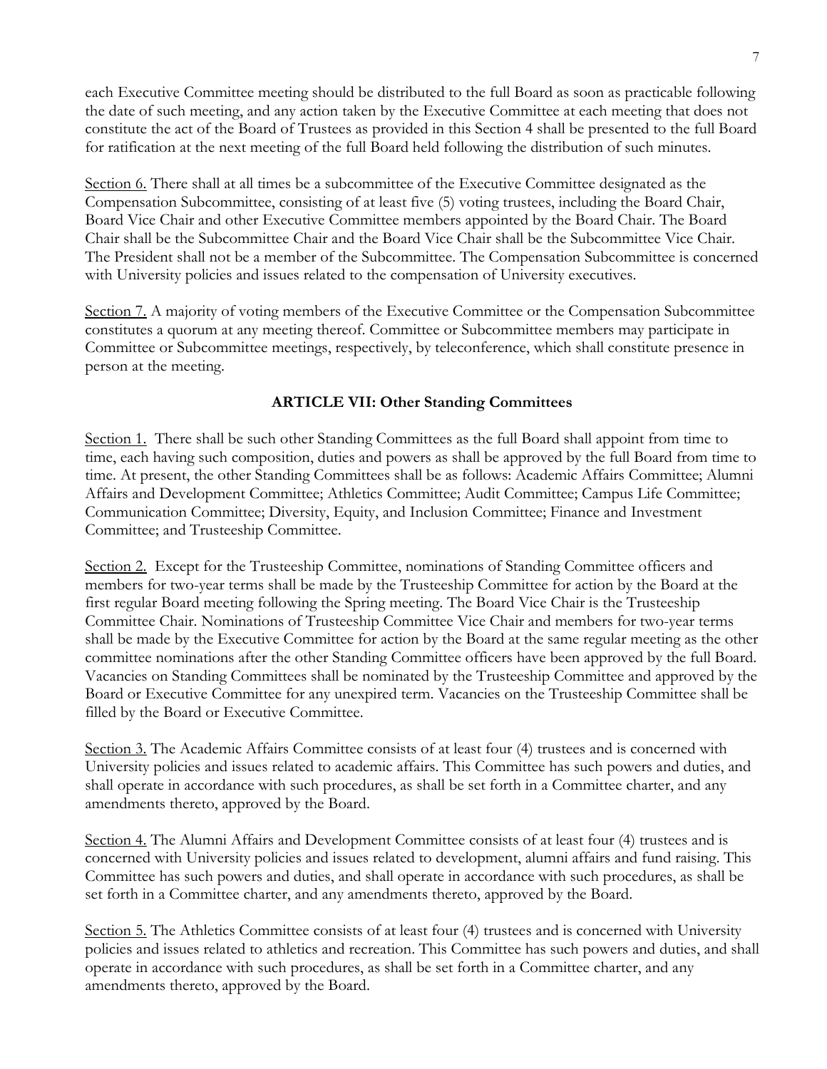each Executive Committee meeting should be distributed to the full Board as soon as practicable following the date of such meeting, and any action taken by the Executive Committee at each meeting that does not constitute the act of the Board of Trustees as provided in this Section 4 shall be presented to the full Board for ratification at the next meeting of the full Board held following the distribution of such minutes.

Section 6. There shall at all times be a subcommittee of the Executive Committee designated as the Compensation Subcommittee, consisting of at least five (5) voting trustees, including the Board Chair, Board Vice Chair and other Executive Committee members appointed by the Board Chair. The Board Chair shall be the Subcommittee Chair and the Board Vice Chair shall be the Subcommittee Vice Chair. The President shall not be a member of the Subcommittee. The Compensation Subcommittee is concerned with University policies and issues related to the compensation of University executives.

Section 7. A majority of voting members of the Executive Committee or the Compensation Subcommittee constitutes a quorum at any meeting thereof. Committee or Subcommittee members may participate in Committee or Subcommittee meetings, respectively, by teleconference, which shall constitute presence in person at the meeting.

## ARTICLE VII: Other Standing Committees

Section 1. There shall be such other Standing Committees as the full Board shall appoint from time to time, each having such composition, duties and powers as shall be approved by the full Board from time to time. At present, the other Standing Committees shall be as follows: Academic Affairs Committee; Alumni Affairs and Development Committee; Athletics Committee; Audit Committee; Campus Life Committee; Communication Committee; Diversity, Equity, and Inclusion Committee; Finance and Investment Committee; and Trusteeship Committee.

Section 2. Except for the Trusteeship Committee, nominations of Standing Committee officers and members for two-year terms shall be made by the Trusteeship Committee for action by the Board at the first regular Board meeting following the Spring meeting. The Board Vice Chair is the Trusteeship Committee Chair. Nominations of Trusteeship Committee Vice Chair and members for two-year terms shall be made by the Executive Committee for action by the Board at the same regular meeting as the other committee nominations after the other Standing Committee officers have been approved by the full Board. Vacancies on Standing Committees shall be nominated by the Trusteeship Committee and approved by the Board or Executive Committee for any unexpired term. Vacancies on the Trusteeship Committee shall be filled by the Board or Executive Committee.

Section 3. The Academic Affairs Committee consists of at least four (4) trustees and is concerned with University policies and issues related to academic affairs. This Committee has such powers and duties, and shall operate in accordance with such procedures, as shall be set forth in a Committee charter, and any amendments thereto, approved by the Board.

Section 4. The Alumni Affairs and Development Committee consists of at least four (4) trustees and is concerned with University policies and issues related to development, alumni affairs and fund raising. This Committee has such powers and duties, and shall operate in accordance with such procedures, as shall be set forth in a Committee charter, and any amendments thereto, approved by the Board.

Section 5. The Athletics Committee consists of at least four (4) trustees and is concerned with University policies and issues related to athletics and recreation. This Committee has such powers and duties, and shall operate in accordance with such procedures, as shall be set forth in a Committee charter, and any amendments thereto, approved by the Board.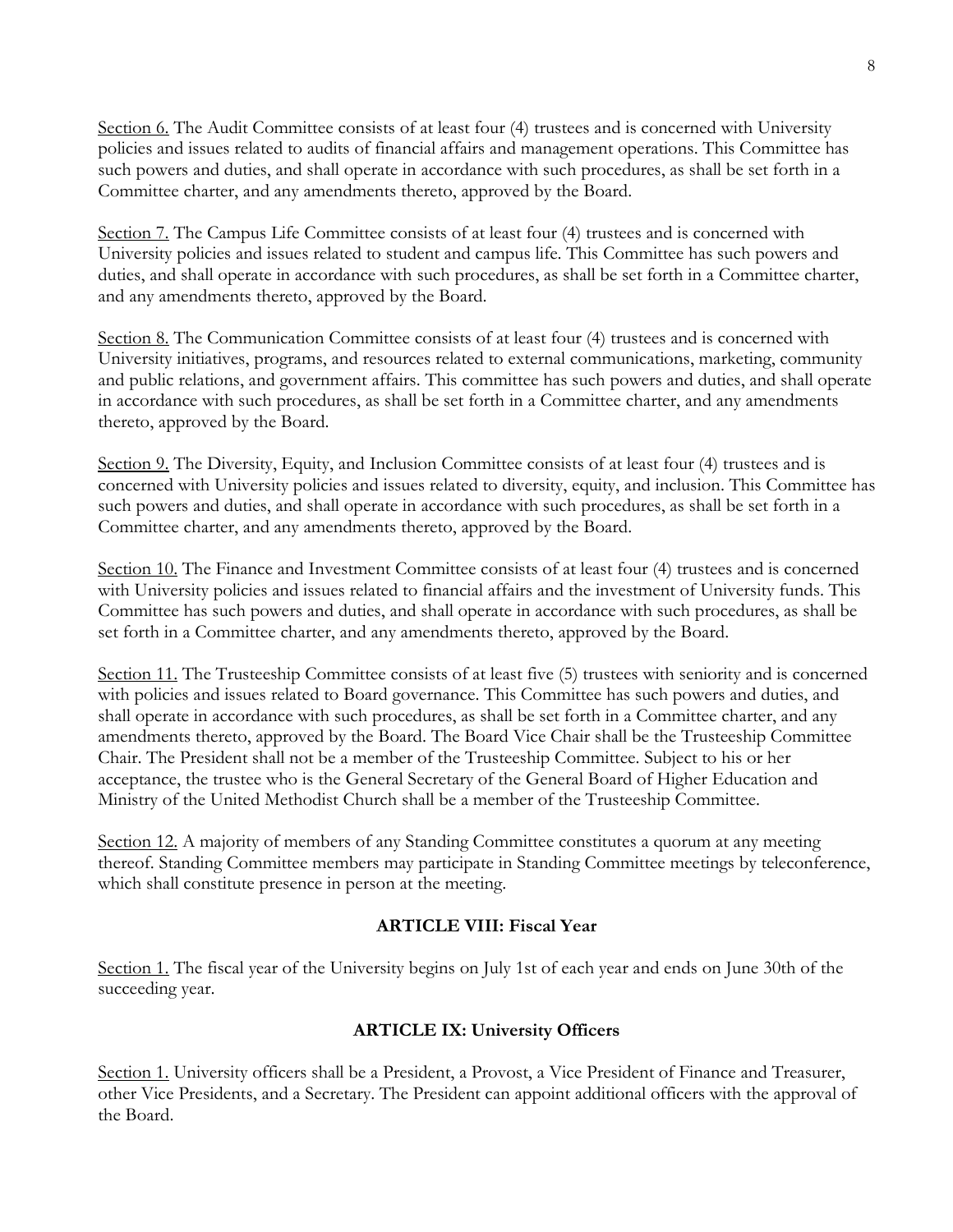<u>Section 6.</u> The Audit Committee consists of at least four (4) trustees and is concerned with University policies and issues related to audits of financial affairs and management operations. This Committee has such powers and duties, and shall operate in accordance with such procedures, as shall be set forth in a Committee charter, and any amendments thereto, approved by the Board.

<u>Section 7.</u> The Campus Life Committee consists of at least four (4) trustees and is concerned with University policies and issues related to student and campus life. This Committee has such powers and duties, and shall operate in accordance with such procedures, as shall be set forth in a Committee charter, and any amendments thereto, approved by the Board.

<u>Section 8.</u> The Communication Committee consists of at least four (4) trustees and is concerned with University initiatives, programs, and resources related to external communications, marketing, community and public relations, and government affairs. This committee has such powers and duties, and shall operate in accordance with such procedures, as shall be set forth in a Committee charter, and any amendments thereto, approved by the Board.

<u>Section 9.</u> The Diversity, Equity, and Inclusion Committee consists of at least four (4) trustees and is concerned with University policies and issues related to diversity, equity, and inclusion. This Committee has such powers and duties, and shall operate in accordance with such procedures, as shall be set forth in a Committee charter, and any amendments thereto, approved by the Board.

<u>Section 10.</u> The Finance and Investment Committee consists of at least four (4) trustees and is concerned with University policies and issues related to financial affairs and the investment of University funds. This Committee has such powers and duties, and shall operate in accordance with such procedures, as shall be set forth in a Committee charter, and any amendments thereto, approved by the Board.

<u>Section 11.</u> The Trusteeship Committee consists of at least five (5) trustees with seniority and is concerned with policies and issues related to Board governance. This Committee has such powers and duties, and shall operate in accordance with such procedures, as shall be set forth in a Committee charter, and any amendments thereto, approved by the Board. The Board Vice Chair shall be the Trusteeship Committee Chair. The President shall not be a member of the Trusteeship Committee. Subject to his or her acceptance, the trustee who is the General Secretary of the General Board of Higher Education and Ministry of the United Methodist Church shall be a member of the Trusteeship Committee.

<u>Section 12.</u> A majority of members of any Standing Committee constitutes a quorum at any meeting thereof. Standing Committee members may participate in Standing Committee meetings by teleconference, which shall constitute presence in person at the meeting.

## ARTICLE VIII: Fiscal Year

<u>Section 1.</u> The fiscal year of the University begins on July 1st of each year and ends on June 30th of the succeeding year.

## ARTICLE IX: University Officers

<u>Section 1.</u> University officers shall be a President, a Provost, a Vice President of Finance and Treasurer, other Vice Presidents, and a Secretary. The President can appoint additional officers with the approval of the Board.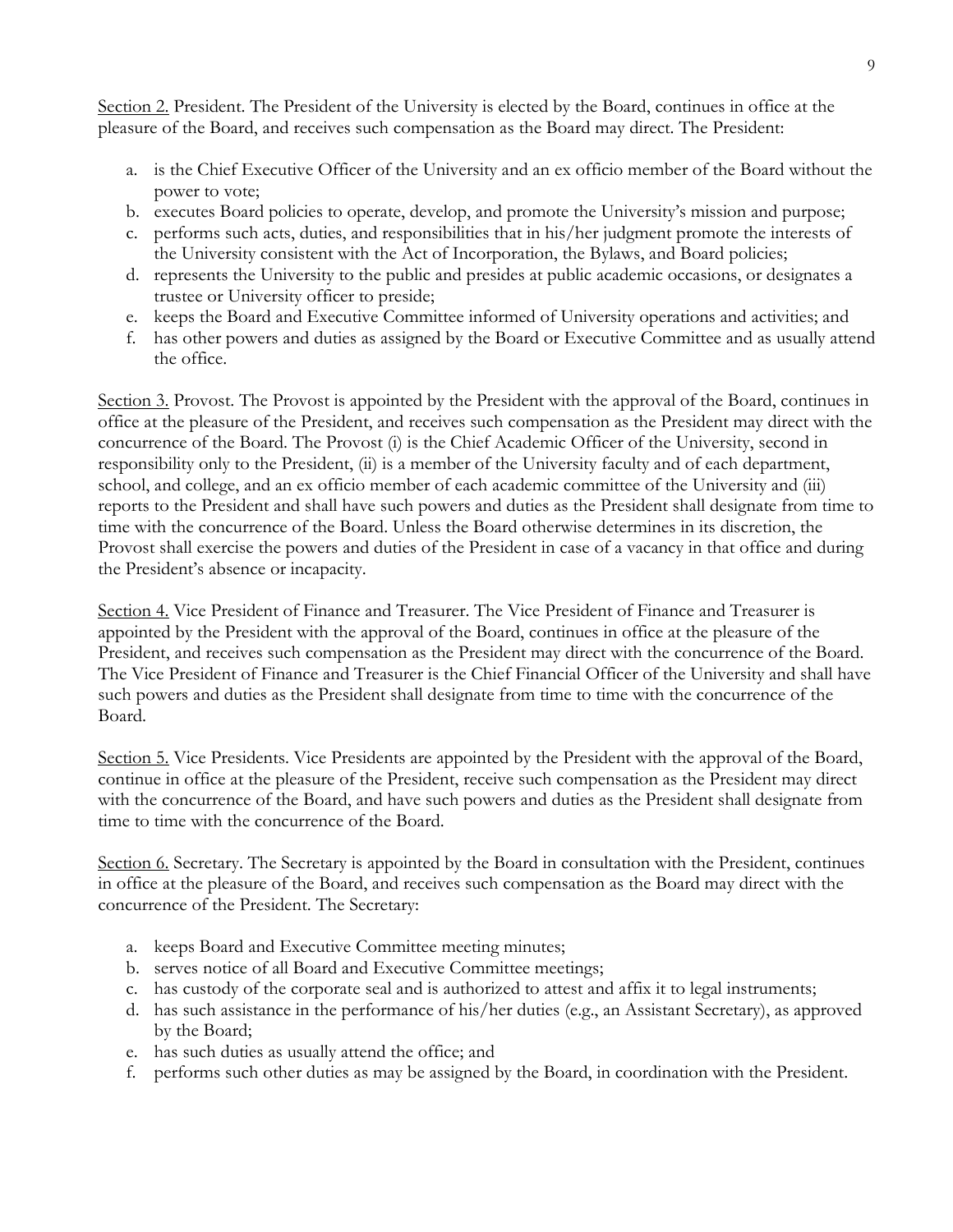Section 2. President. The President of the University is elected by the Board, continues in office at the pleasure of the Board, and receives such compensation as the Board may direct. The President:

a. is the Chief Executive Officer of the University and an ex officio member of the Board without the power to vote;
b. executes Board policies to operate, develop, and promote the University's mission and purpose;
c. performs such acts, duties, and responsibilities that in his/her judgment promote the interests of the University consistent with the Act of Incorporation, the Bylaws, and Board policies;
d. represents the University to the public and presides at public academic occasions, or designates a trustee or University officer to preside;
e. keeps the Board and Executive Committee informed of University operations and activities; and
f. has other powers and duties as assigned by the Board or Executive Committee and as usually attend the office.

Section 3. Provost. The Provost is appointed by the President with the approval of the Board, continues in office at the pleasure of the President, and receives such compensation as the President may direct with the concurrence of the Board. The Provost (i) is the Chief Academic Officer of the University, second in responsibility only to the President, (ii) is a member of the University faculty and of each department, school, and college, and an ex officio member of each academic committee of the University and (iii) reports to the President and shall have such powers and duties as the President shall designate from time to time with the concurrence of the Board. Unless the Board otherwise determines in its discretion, the Provost shall exercise the powers and duties of the President in case of a vacancy in that office and during the President's absence or incapacity.

Section 4. Vice President of Finance and Treasurer. The Vice President of Finance and Treasurer is appointed by the President with the approval of the Board, continues in office at the pleasure of the President, and receives such compensation as the President may direct with the concurrence of the Board. The Vice President of Finance and Treasurer is the Chief Financial Officer of the University and shall have such powers and duties as the President shall designate from time to time with the concurrence of the Board.

Section 5. Vice Presidents. Vice Presidents are appointed by the President with the approval of the Board, continue in office at the pleasure of the President, receive such compensation as the President may direct with the concurrence of the Board, and have such powers and duties as the President shall designate from time to time with the concurrence of the Board.

Section 6. Secretary. The Secretary is appointed by the Board in consultation with the President, continues in office at the pleasure of the Board, and receives such compensation as the Board may direct with the concurrence of the President. The Secretary:

a. keeps Board and Executive Committee meeting minutes;
b. serves notice of all Board and Executive Committee meetings;
c. has custody of the corporate seal and is authorized to attest and affix it to legal instruments;
d. has such assistance in the performance of his/her duties (e.g., an Assistant Secretary), as approved by the Board;
e. has such duties as usually attend the office; and
f. performs such other duties as may be assigned by the Board, in coordination with the President.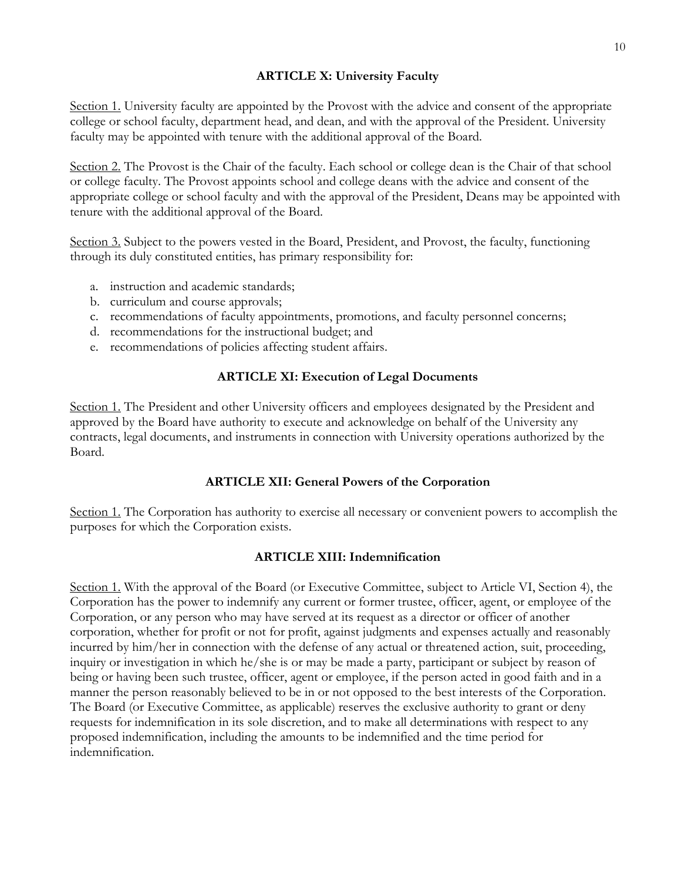## ARTICLE X: University Faculty

Section 1. University faculty are appointed by the Provost with the advice and consent of the appropriate college or school faculty, department head, and dean, and with the approval of the President. University faculty may be appointed with tenure with the additional approval of the Board.

Section 2. The Provost is the Chair of the faculty. Each school or college dean is the Chair of that school or college faculty. The Provost appoints school and college deans with the advice and consent of the appropriate college or school faculty and with the approval of the President, Deans may be appointed with tenure with the additional approval of the Board.

Section 3. Subject to the powers vested in the Board, President, and Provost, the faculty, functioning through its duly constituted entities, has primary responsibility for:

a. instruction and academic standards;
b. curriculum and course approvals;
c. recommendations of faculty appointments, promotions, and faculty personnel concerns;
d. recommendations for the instructional budget; and
e. recommendations of policies affecting student affairs.

## ARTICLE XI: Execution of Legal Documents

Section 1. The President and other University officers and employees designated by the President and approved by the Board have authority to execute and acknowledge on behalf of the University any contracts, legal documents, and instruments in connection with University operations authorized by the Board.

## ARTICLE XII: General Powers of the Corporation

Section 1. The Corporation has authority to exercise all necessary or convenient powers to accomplish the purposes for which the Corporation exists.

## ARTICLE XIII: Indemnification

Section 1. With the approval of the Board (or Executive Committee, subject to Article VI, Section 4), the Corporation has the power to indemnify any current or former trustee, officer, agent, or employee of the Corporation, or any person who may have served at its request as a director or officer of another corporation, whether for profit or not for profit, against judgments and expenses actually and reasonably incurred by him/her in connection with the defense of any actual or threatened action, suit, proceeding, inquiry or investigation in which he/she is or may be made a party, participant or subject by reason of being or having been such trustee, officer, agent or employee, if the person acted in good faith and in a manner the person reasonably believed to be in or not opposed to the best interests of the Corporation. The Board (or Executive Committee, as applicable) reserves the exclusive authority to grant or deny requests for indemnification in its sole discretion, and to make all determinations with respect to any proposed indemnification, including the amounts to be indemnified and the time period for indemnification.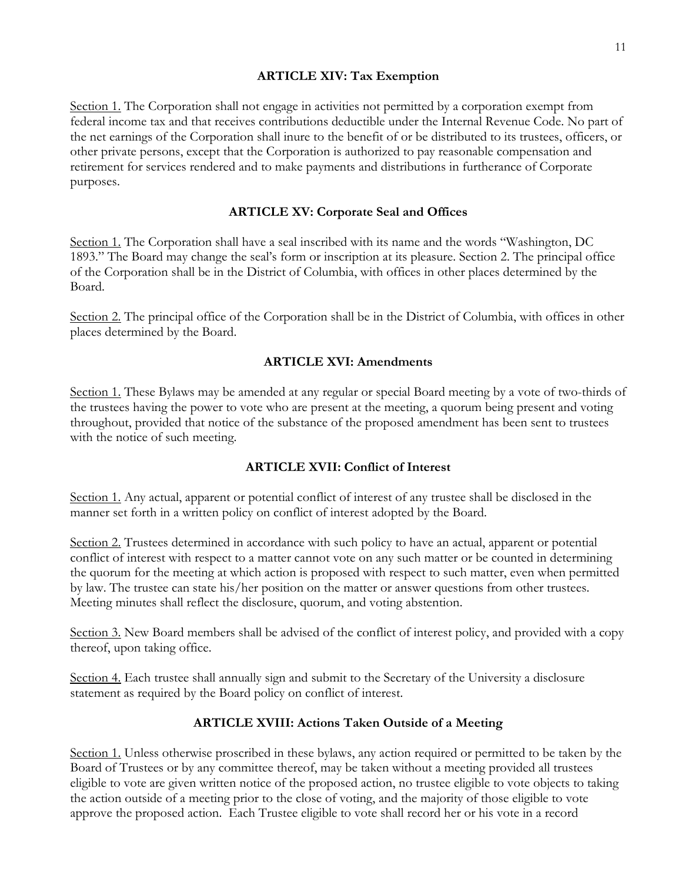### ARTICLE XIV: Tax Exemption

Section 1. The Corporation shall not engage in activities not permitted by a corporation exempt from federal income tax and that receives contributions deductible under the Internal Revenue Code. No part of the net earnings of the Corporation shall inure to the benefit of or be distributed to its trustees, officers, or other private persons, except that the Corporation is authorized to pay reasonable compensation and retirement for services rendered and to make payments and distributions in furtherance of Corporate purposes.

### ARTICLE XV: Corporate Seal and Offices

Section 1. The Corporation shall have a seal inscribed with its name and the words "Washington, DC 1893." The Board may change the seal's form or inscription at its pleasure. Section 2. The principal office of the Corporation shall be in the District of Columbia, with offices in other places determined by the Board.

Section 2. The principal office of the Corporation shall be in the District of Columbia, with offices in other places determined by the Board.

### ARTICLE XVI: Amendments

Section 1. These Bylaws may be amended at any regular or special Board meeting by a vote of two-thirds of the trustees having the power to vote who are present at the meeting, a quorum being present and voting throughout, provided that notice of the substance of the proposed amendment has been sent to trustees with the notice of such meeting.

### ARTICLE XVII: Conflict of Interest

Section 1. Any actual, apparent or potential conflict of interest of any trustee shall be disclosed in the manner set forth in a written policy on conflict of interest adopted by the Board.

Section 2. Trustees determined in accordance with such policy to have an actual, apparent or potential conflict of interest with respect to a matter cannot vote on any such matter or be counted in determining the quorum for the meeting at which action is proposed with respect to such matter, even when permitted by law. The trustee can state his/her position on the matter or answer questions from other trustees. Meeting minutes shall reflect the disclosure, quorum, and voting abstention.

Section 3. New Board members shall be advised of the conflict of interest policy, and provided with a copy thereof, upon taking office.

Section 4. Each trustee shall annually sign and submit to the Secretary of the University a disclosure statement as required by the Board policy on conflict of interest.

### ARTICLE XVIII: Actions Taken Outside of a Meeting

Section 1. Unless otherwise proscribed in these bylaws, any action required or permitted to be taken by the Board of Trustees or by any committee thereof, may be taken without a meeting provided all trustees eligible to vote are given written notice of the proposed action, no trustee eligible to vote objects to taking the action outside of a meeting prior to the close of voting, and the majority of those eligible to vote approve the proposed action. Each Trustee eligible to vote shall record her or his vote in a record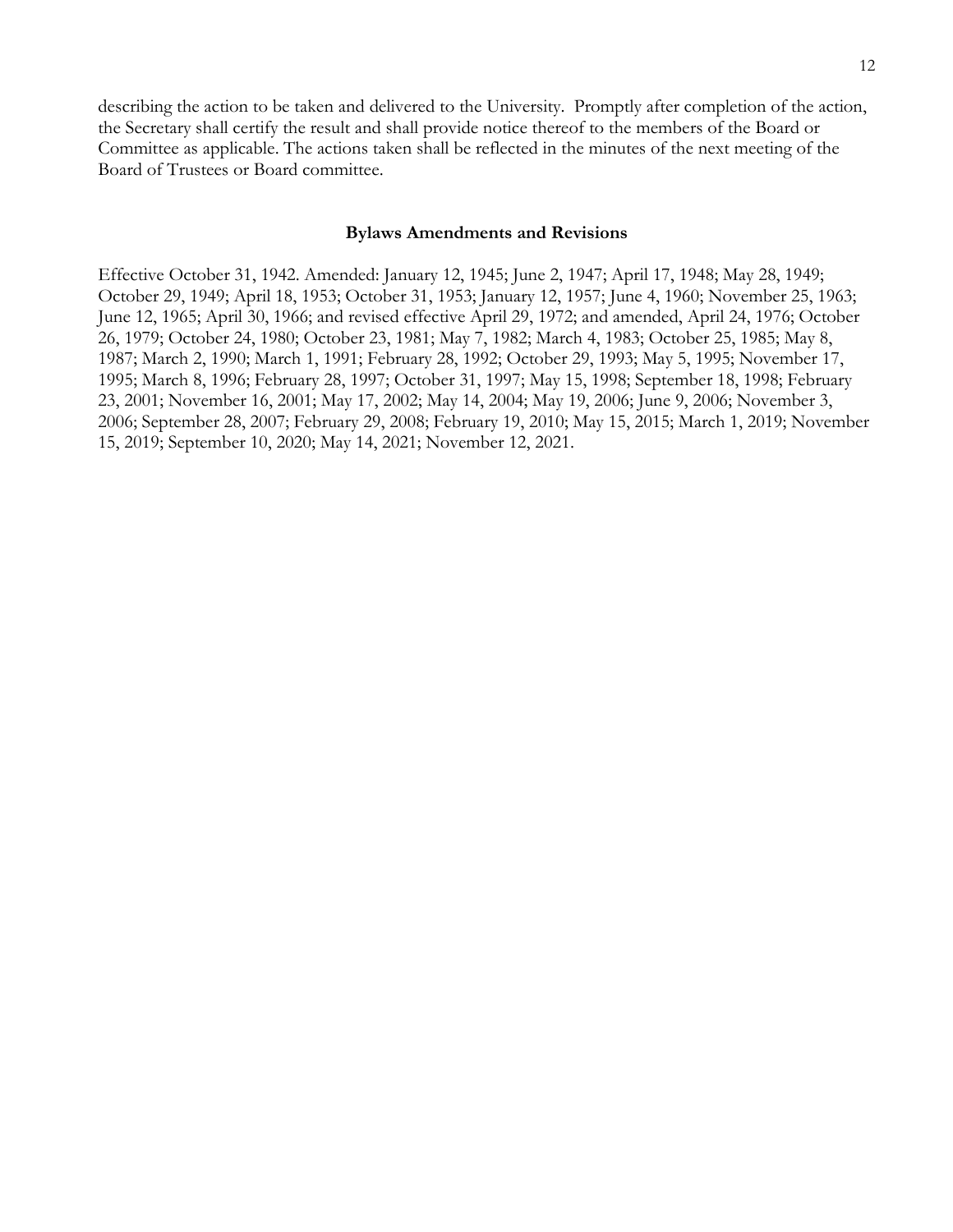describing the action to be taken and delivered to the University. Promptly after completion of the action, the Secretary shall certify the result and shall provide notice thereof to the members of the Board or Committee as applicable. The actions taken shall be reflected in the minutes of the next meeting of the Board of Trustees or Board committee.

## Bylaws Amendments and Revisions

Effective October 31, 1942. Amended: January 12, 1945; June 2, 1947; April 17, 1948; May 28, 1949; October 29, 1949; April 18, 1953; October 31, 1953; January 12, 1957; June 4, 1960; November 25, 1963; June 12, 1965; April 30, 1966; and revised effective April 29, 1972; and amended, April 24, 1976; October 26, 1979; October 24, 1980; October 23, 1981; May 7, 1982; March 4, 1983; October 25, 1985; May 8, 1987; March 2, 1990; March 1, 1991; February 28, 1992; October 29, 1993; May 5, 1995; November 17, 1995; March 8, 1996; February 28, 1997; October 31, 1997; May 15, 1998; September 18, 1998; February 23, 2001; November 16, 2001; May 17, 2002; May 14, 2004; May 19, 2006; June 9, 2006; November 3, 2006; September 28, 2007; February 29, 2008; February 19, 2010; May 15, 2015; March 1, 2019; November 15, 2019; September 10, 2020; May 14, 2021; November 12, 2021.